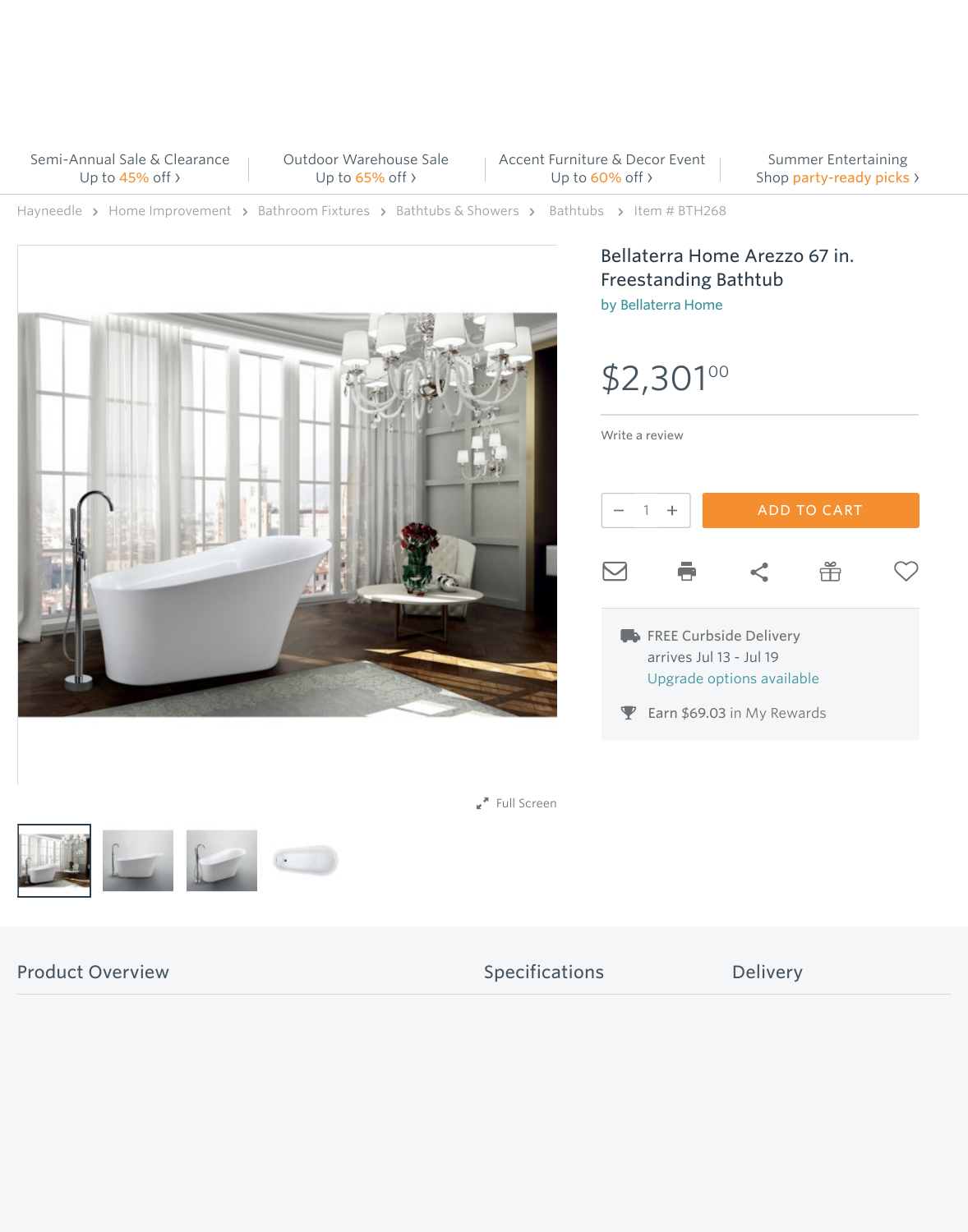Semi-Annual Sale & Clearance
Up to 45% off ›

Outdoor Warehouse Sale
Up to 65% off ›

Accent Furniture & Decor Event
Up to 60% off ›

Summer Entertaining
Shop party-ready picks ›

Hayneedle › Home Improvement › Bathroom Fixtures › Bathtubs & Showers › Bathtubs › Item # BTH268

# Bellaterra Home Arezzo 67 in. Freestanding Bathtub

by Bellaterra Home

$2,301.00

Write a review

1

ADD TO CART

FREE Curbside Delivery
arrives Jul 13 - Jul 19
Upgrade options available

Earn $69.03 in My Rewards

Full Screen

Product Overview

Specifications

Delivery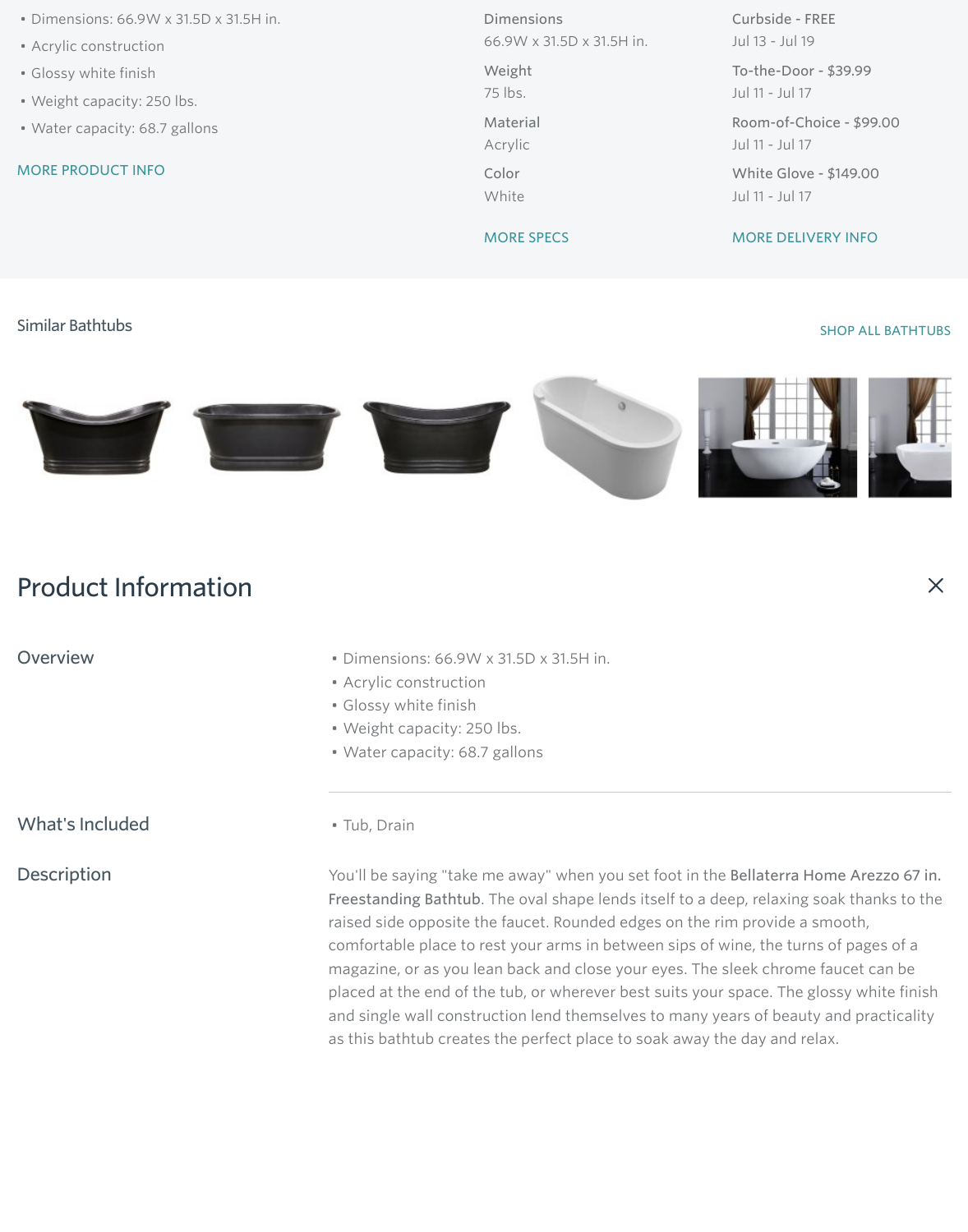- Dimensions: 66.9W x 31.5D x 31.5H in.
- Acrylic construction
- Glossy white finish
- Weight capacity: 250 lbs.
- Water capacity: 68.7 gallons

MORE PRODUCT INFO

**Dimensions**
66.9W x 31.5D x 31.5H in.

**Weight**
75 lbs.

**Material**
Acrylic

**Color**
White

MORE SPECS

**Curbside - FREE**
Jul 13 - Jul 19

**To-the-Door - $39.99**
Jul 11 - Jul 17

**Room-of-Choice - $99.00**
Jul 11 - Jul 17

**White Glove - $149.00**
Jul 11 - Jul 17

MORE DELIVERY INFO

## Similar Bathtubs

SHOP ALL BATHTUBS

# Product Information

### Overview

- Dimensions: 66.9W x 31.5D x 31.5H in.
- Acrylic construction
- Glossy white finish
- Weight capacity: 250 lbs.
- Water capacity: 68.7 gallons

### What's Included

- Tub, Drain

### Description

You'll be saying "take me away" when you set foot in the Bellaterra Home Arezzo 67 in. Freestanding Bathtub. The oval shape lends itself to a deep, relaxing soak thanks to the raised side opposite the faucet. Rounded edges on the rim provide a smooth, comfortable place to rest your arms in between sips of wine, the turns of pages of a magazine, or as you lean back and close your eyes. The sleek chrome faucet can be placed at the end of the tub, or wherever best suits your space. The glossy white finish and single wall construction lend themselves to many years of beauty and practicality as this bathtub creates the perfect place to soak away the day and relax.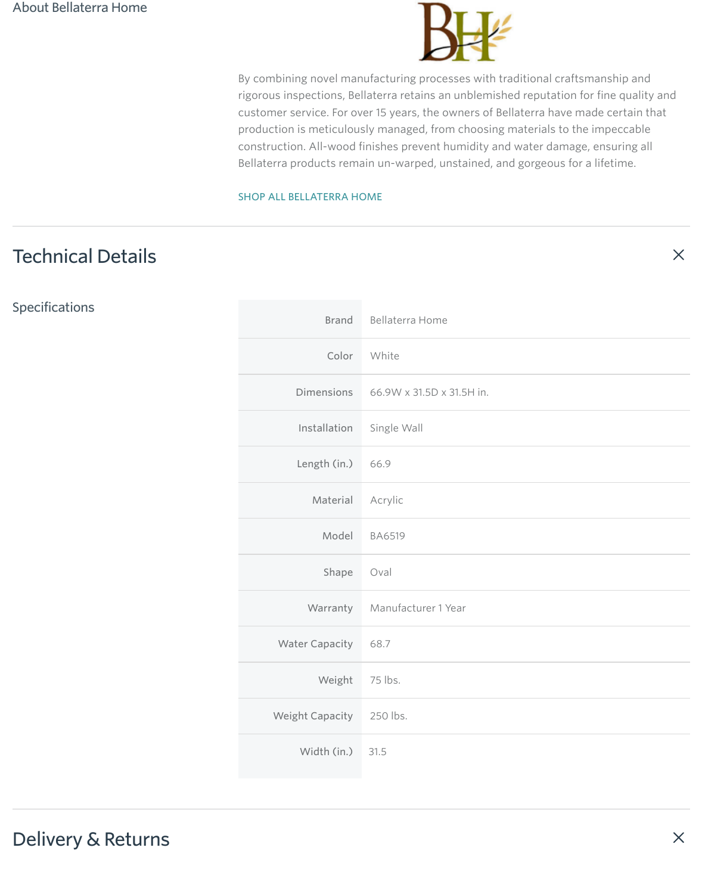About Bellaterra Home

By combining novel manufacturing processes with traditional craftsmanship and rigorous inspections, Bellaterra retains an unblemished reputation for fine quality and customer service. For over 15 years, the owners of Bellaterra have made certain that production is meticulously managed, from choosing materials to the impeccable construction. All-wood finishes prevent humidity and water damage, ensuring all Bellaterra products remain un-warped, unstained, and gorgeous for a lifetime.

SHOP ALL BELLATERRA HOME

## Technical Details

### Specifications

| | |
|---|---|
| Brand | Bellaterra Home |
| Color | White |
| Dimensions | 66.9W x 31.5D x 31.5H in. |
| Installation | Single Wall |
| Length (in.) | 66.9 |
| Material | Acrylic |
| Model | BA6519 |
| Shape | Oval |
| Warranty | Manufacturer 1 Year |
| Water Capacity | 68.7 |
| Weight | 75 lbs. |
| Weight Capacity | 250 lbs. |
| Width (in.) | 31.5 |

## Delivery & Returns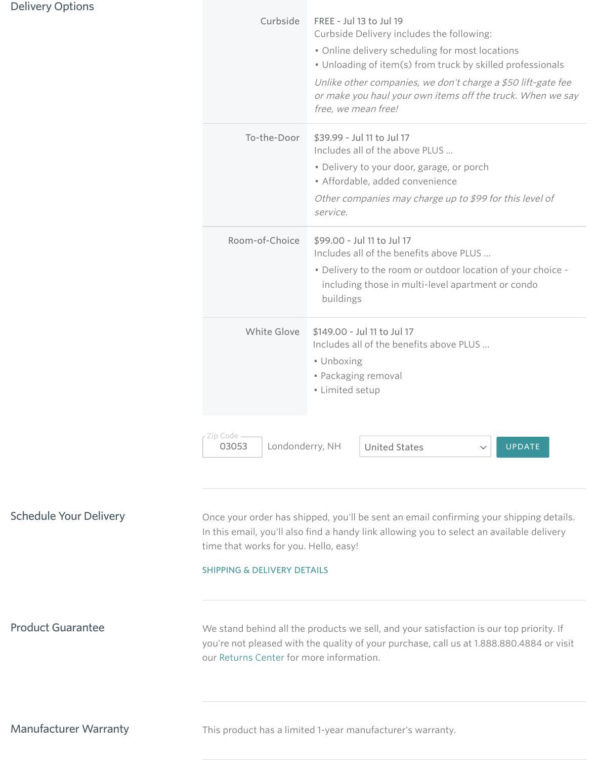## Delivery Options

| | |
|---|---|
| Curbside | FREE - Jul 13 to Jul 19<br>Curbside Delivery includes the following:<br>• Online delivery scheduling for most locations<br>• Unloading of item(s) from truck by skilled professionals<br>*Unlike other companies, we don't charge a $50 lift-gate fee or make you haul your own items off the truck. When we say free, we mean free!* |
| To-the-Door | $39.99 - Jul 11 to Jul 17<br>Includes all of the above PLUS ...<br>• Delivery to your door, garage, or porch<br>• Affordable, added convenience<br>*Other companies may charge up to $99 for this level of service.* |
| Room-of-Choice | $99.00 - Jul 11 to Jul 17<br>Includes all of the benefits above PLUS ...<br>• Delivery to the room or outdoor location of your choice - including those in multi-level apartment or condo buildings |
| White Glove | $149.00 - Jul 11 to Jul 17<br>Includes all of the benefits above PLUS ...<br>• Unboxing<br>• Packaging removal<br>• Limited setup |

Zip Code: 03053 Londonderry, NH — United States — UPDATE

## Schedule Your Delivery

Once your order has shipped, you'll be sent an email confirming your shipping details. In this email, you'll also find a handy link allowing you to select an available delivery time that works for you. Hello, easy!

SHIPPING & DELIVERY DETAILS

## Product Guarantee

We stand behind all the products we sell, and your satisfaction is our top priority. If you're not pleased with the quality of your purchase, call us at 1.888.880.4884 or visit our Returns Center for more information.

## Manufacturer Warranty

This product has a limited 1-year manufacturer's warranty.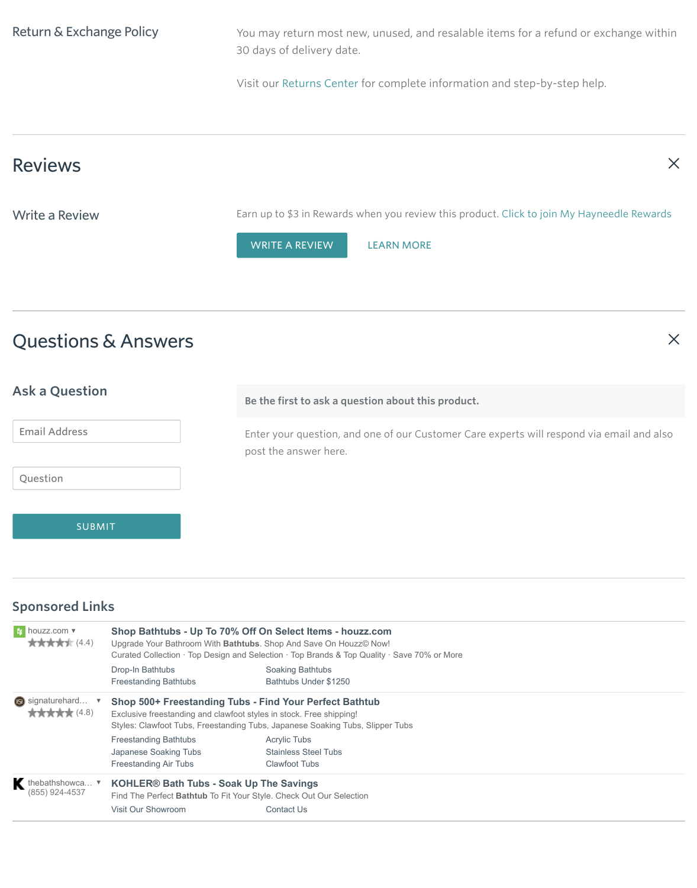### Return & Exchange Policy

You may return most new, unused, and resalable items for a refund or exchange within 30 days of delivery date.

Visit our Returns Center for complete information and step-by-step help.

## Reviews

### Write a Review

Earn up to $3 in Rewards when you review this product. Click to join My Hayneedle Rewards

WRITE A REVIEW

LEARN MORE

## Questions & Answers

### Ask a Question

Email Address

Question

SUBMIT

**Be the first to ask a question about this product.**

Enter your question, and one of our Customer Care experts will respond via email and also post the answer here.

### Sponsored Links

houzz.com ▾
★★★★★ (4.4)

**Shop Bathtubs - Up To 70% Off On Select Items - houzz.com**

Upgrade Your Bathroom With **Bathtubs**. Shop And Save On Houzz© Now!

Curated Collection · Top Design and Selection · Top Brands & Top Quality · Save 70% or More

- Drop-In Bathtubs
- Soaking Bathtubs
- Freestanding Bathtubs
- Bathtubs Under $1250

signaturehard... ▾
★★★★★ (4.8)

**Shop 500+ Freestanding Tubs - Find Your Perfect Bathtub**

Exclusive freestanding and clawfoot styles in stock. Free shipping!

Styles: Clawfoot Tubs, Freestanding Tubs, Japanese Soaking Tubs, Slipper Tubs

- Freestanding Bathtubs
- Acrylic Tubs
- Japanese Soaking Tubs
- Stainless Steel Tubs
- Freestanding Air Tubs
- Clawfoot Tubs

thebathshowca... ▾
(855) 924-4537

**KOHLER® Bath Tubs - Soak Up The Savings**

Find The Perfect **Bathtub** To Fit Your Style. Check Out Our Selection

- Visit Our Showroom
- Contact Us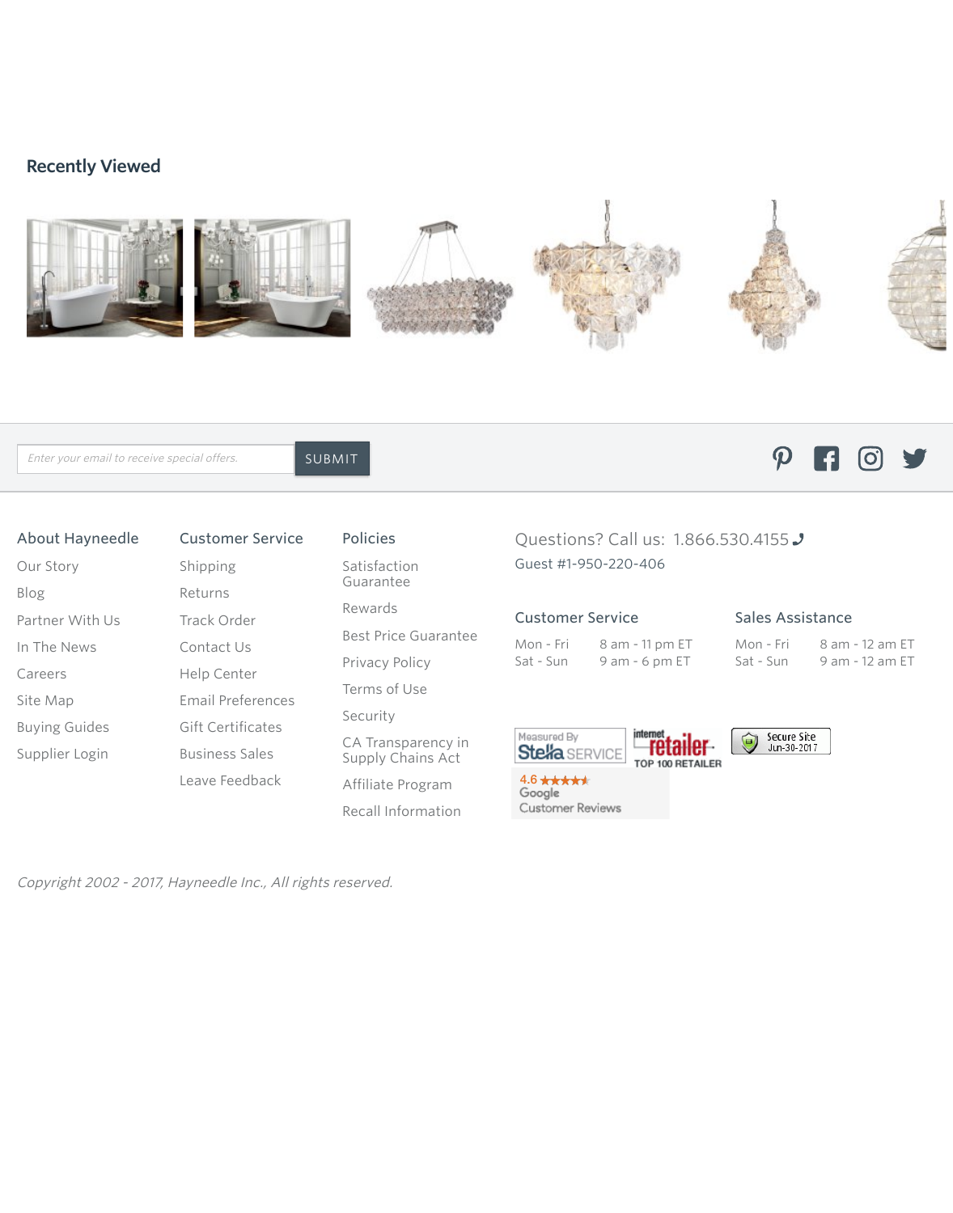## Recently Viewed

Enter your email to receive special offers. SUBMIT

### About Hayneedle

- Our Story
- Blog
- Partner With Us
- In The News
- Careers
- Site Map
- Buying Guides
- Supplier Login

### Customer Service

- Shipping
- Returns
- Track Order
- Contact Us
- Help Center
- Email Preferences
- Gift Certificates
- Business Sales
- Leave Feedback

### Policies

- Satisfaction Guarantee
- Rewards
- Best Price Guarantee
- Privacy Policy
- Terms of Use
- Security
- CA Transparency in Supply Chains Act
- Affiliate Program
- Recall Information

Questions? Call us: 1.866.530.4155

Guest #1-950-220-406

### Customer Service

| | |
|---|---|
| Mon - Fri | 8 am - 11 pm ET |
| Sat - Sun | 9 am - 6 pm ET |

### Sales Assistance

| | |
|---|---|
| Mon - Fri | 8 am - 12 am ET |
| Sat - Sun | 9 am - 12 am ET |

Measured By StellaSERVICE

internet retailer TOP 100 RETAILER

Secure Site Jun-30-2017

4.6 ★★★★★ Google Customer Reviews

*Copyright 2002 - 2017, Hayneedle Inc., All rights reserved.*